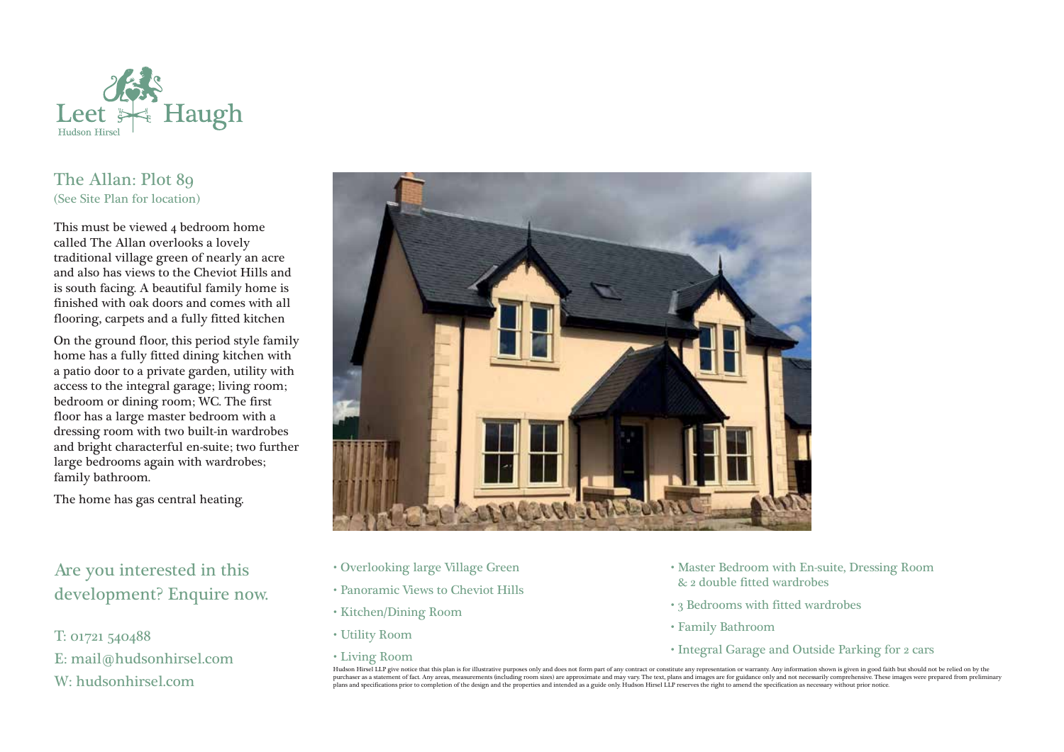Leet Haugh

Hudson Hirsel

## The Allan: Plot 89

(See Site Plan for location)

This must be viewed 4 bedroom home called The Allan overlooks a lovely traditional village green of nearly an acre and also has views to the Cheviot Hills and is south facing. A beautiful family home is finished with oak doors and comes with all flooring, carpets and a fully fitted kitchen

On the ground floor, this period style family home has a fully fitted dining kitchen with a patio door to a private garden, utility with access to the integral garage; living room; bedroom or dining room; WC. The first floor has a large master bedroom with a dressing room with two built-in wardrobes and bright characterful en-suite; two further large bedrooms again with wardrobes; family bathroom.

The home has gas central heating.

- Overlooking large Village Green
- Panoramic Views to Cheviot Hills
- Kitchen/Dining Room
- Utility Room
- Living Room
- Master Bedroom with En-suite, Dressing Room & 2 double fitted wardrobes
- 3 Bedrooms with fitted wardrobes
- Family Bathroom
- Integral Garage and Outside Parking for 2 cars

## Are you interested in this development? Enquire now.

T: 01721 540488

E: mail@hudsonhirsel.com

W: hudsonhirsel.com

Hudson Hirsel LLP give notice that this plan is for illustrative purposes only and does not form part of any contract or constitute any representation or warranty. Any information shown is given in good faith but should not be relied on by the purchaser as a statement of fact. Any areas, measurements (including room sizes) are approximate and may vary. The text, plans and images are for guidance only and not necessarily comprehensive. These images were prepared from preliminary plans and specifications prior to completion of the design and the properties and intended as a guide only. Hudson Hirsel LLP reserves the right to amend the specification as necessary without prior notice.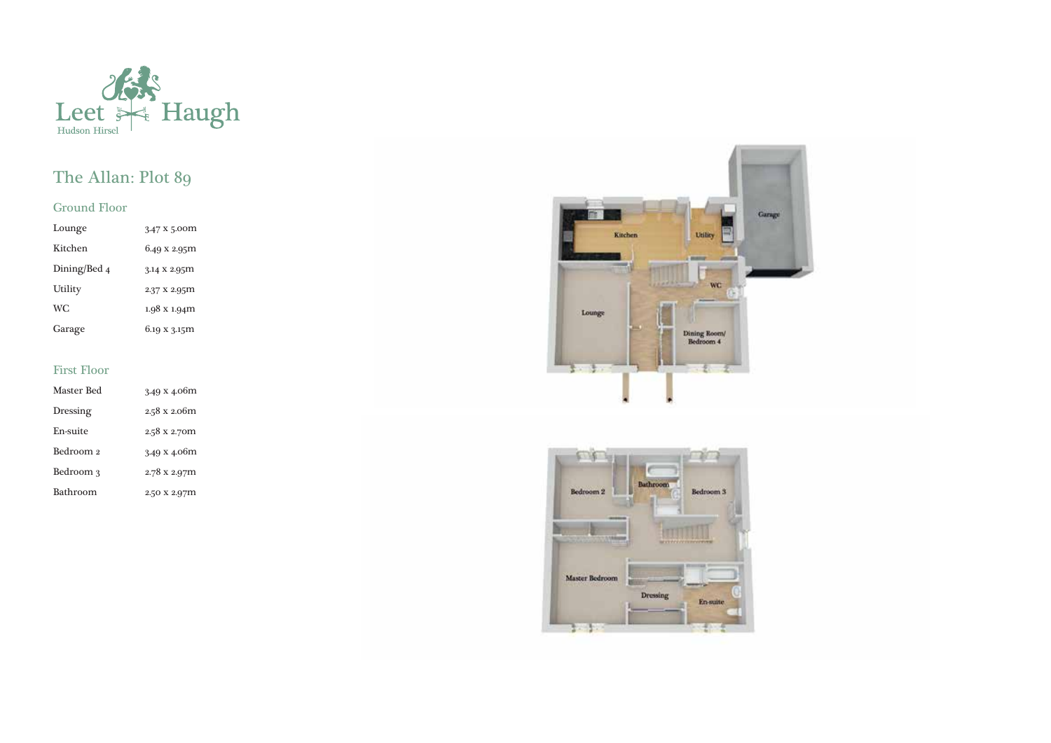Leet Haugh
Hudson Hirsel

# The Allan: Plot 89

## Ground Floor

| | |
|---|---|
| Lounge | 3.47 x 5.00m |
| Kitchen | 6.49 x 2.95m |
| Dining/Bed 4 | 3.14 x 2.95m |
| Utility | 2.37 x 2.95m |
| WC | 1.98 x 1.94m |
| Garage | 6.19 x 3.15m |

## First Floor

| | |
|---|---|
| Master Bed | 3.49 x 4.06m |
| Dressing | 2.58 x 2.06m |
| En-suite | 2.58 x 2.70m |
| Bedroom 2 | 3.49 x 4.06m |
| Bedroom 3 | 2.78 x 2.97m |
| Bathroom | 2.50 x 2.97m |

Garage
Kitchen
Utility
WC
Lounge
Dining Room/
Bedroom 4

Bedroom 2
Bathroom
Bedroom 3
Master Bedroom
Dressing
En-suite